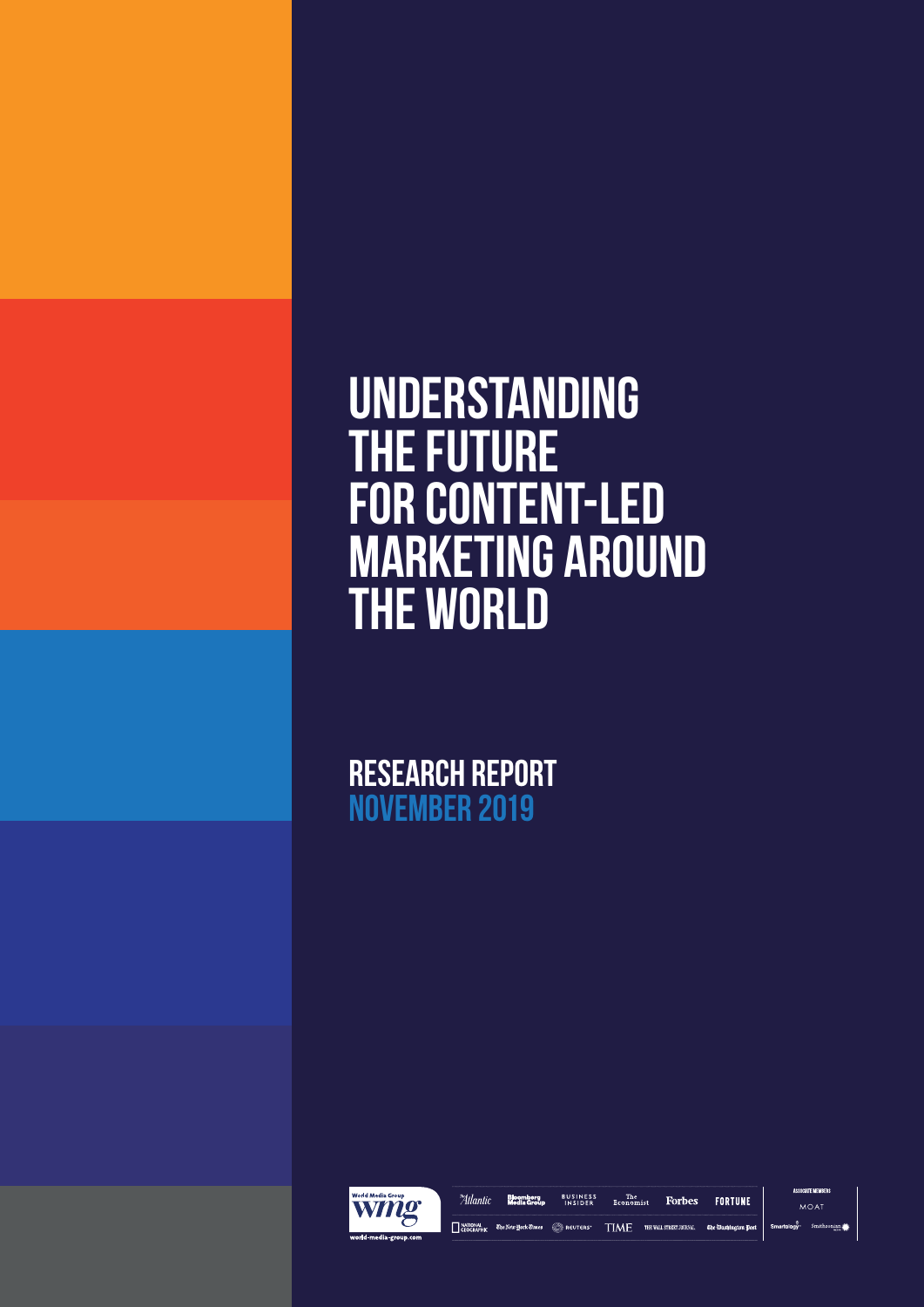# UNDERSTANDING THE FUTURE FOR CONTENT-LED MARKETING AROUND THE WORLD

## RESEARCH REPORT
## NOVEMBER 2019

World Media Group
wmg
world-media-group.com

The Atlantic | Bloomberg Media Group | Business Insider | The Economist | Forbes | Fortune
National Geographic | The New York Times | Reuters | TIME | The Wall Street Journal | The Washington Post

ASSOCIATE MEMBERS
MOAT
Smartology | Smithsonian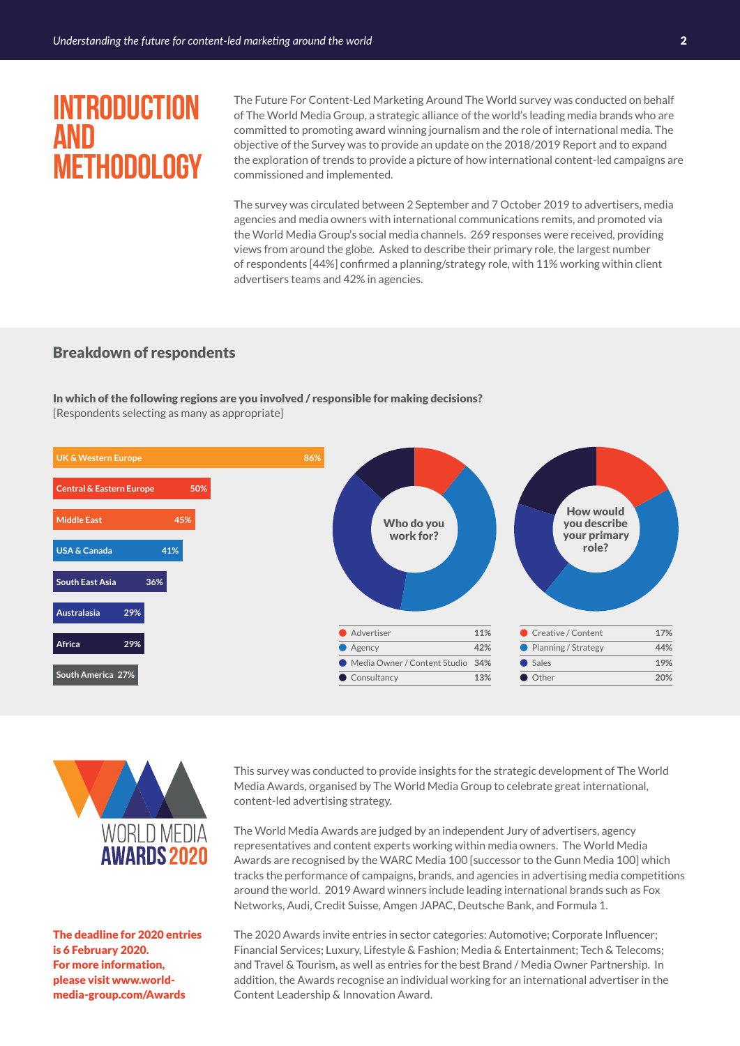# INTRODUCTION AND METHODOLOGY

The Future For Content-Led Marketing Around The World survey was conducted on behalf of The World Media Group, a strategic alliance of the world's leading media brands who are committed to promoting award winning journalism and the role of international media. The objective of the Survey was to provide an update on the 2018/2019 Report and to expand the exploration of trends to provide a picture of how international content-led campaigns are commissioned and implemented.

The survey was circulated between 2 September and 7 October 2019 to advertisers, media agencies and media owners with international communications remits, and promoted via the World Media Group's social media channels. 269 responses were received, providing views from around the globe. Asked to describe their primary role, the largest number of respondents [44%] confirmed a planning/strategy role, with 11% working within client advertisers teams and 42% in agencies.

## Breakdown of respondents

**In which of the following regions are you involved / responsible for making decisions?**
[Respondents selecting as many as appropriate]

| Region | % |
|---|---|
| UK & Western Europe | 86% |
| Central & Eastern Europe | 50% |
| Middle East | 45% |
| USA & Canada | 41% |
| South East Asia | 36% |
| Australasia | 29% |
| Africa | 29% |
| South America | 27% |

**Who do you work for?**

| | |
|---|---|
| Advertiser | 11% |
| Agency | 42% |
| Media Owner / Content Studio | 34% |
| Consultancy | 13% |

**How would you describe your primary role?**

| | |
|---|---|
| Creative / Content | 17% |
| Planning / Strategy | 44% |
| Sales | 19% |
| Other | 20% |

WORLD MEDIA AWARDS 2020

This survey was conducted to provide insights for the strategic development of The World Media Awards, organised by The World Media Group to celebrate great international, content-led advertising strategy.

The World Media Awards are judged by an independent Jury of advertisers, agency representatives and content experts working within media owners. The World Media Awards are recognised by the WARC Media 100 [successor to the Gunn Media 100] which tracks the performance of campaigns, brands, and agencies in advertising media competitions around the world. 2019 Award winners include leading international brands such as Fox Networks, Audi, Credit Suisse, Amgen JAPAC, Deutsche Bank, and Formula 1.

The 2020 Awards invite entries in sector categories: Automotive; Corporate Influencer; Financial Services; Luxury, Lifestyle & Fashion; Media & Entertainment; Tech & Telecoms; and Travel & Tourism, as well as entries for the best Brand / Media Owner Partnership. In addition, the Awards recognise an individual working for an international advertiser in the Content Leadership & Innovation Award.

**The deadline for 2020 entries is 6 February 2020. For more information, please visit www.world-media-group.com/Awards**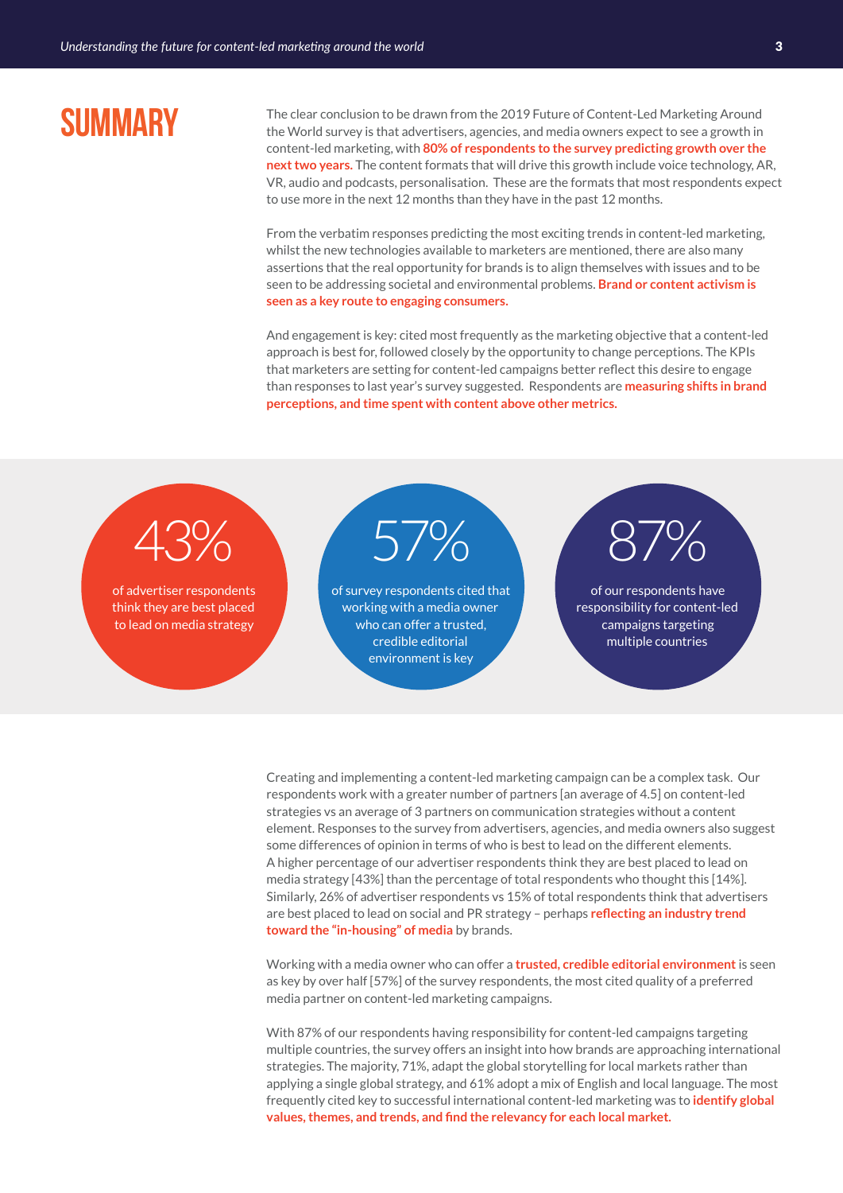# SUMMARY

The clear conclusion to be drawn from the 2019 Future of Content-Led Marketing Around the World survey is that advertisers, agencies, and media owners expect to see a growth in content-led marketing, with **80% of respondents to the survey predicting growth over the next two years.** The content formats that will drive this growth include voice technology, AR, VR, audio and podcasts, personalisation. These are the formats that most respondents expect to use more in the next 12 months than they have in the past 12 months.

From the verbatim responses predicting the most exciting trends in content-led marketing, whilst the new technologies available to marketers are mentioned, there are also many assertions that the real opportunity for brands is to align themselves with issues and to be seen to be addressing societal and environmental problems. **Brand or content activism is seen as a key route to engaging consumers.**

And engagement is key: cited most frequently as the marketing objective that a content-led approach is best for, followed closely by the opportunity to change perceptions. The KPIs that marketers are setting for content-led campaigns better reflect this desire to engage than responses to last year's survey suggested. Respondents are **measuring shifts in brand perceptions, and time spent with content above other metrics.**

**43%** of advertiser respondents think they are best placed to lead on media strategy

**57%** of survey respondents cited that working with a media owner who can offer a trusted, credible editorial environment is key

**87%** of our respondents have responsibility for content-led campaigns targeting multiple countries

Creating and implementing a content-led marketing campaign can be a complex task. Our respondents work with a greater number of partners [an average of 4.5] on content-led strategies vs an average of 3 partners on communication strategies without a content element. Responses to the survey from advertisers, agencies, and media owners also suggest some differences of opinion in terms of who is best to lead on the different elements. A higher percentage of our advertiser respondents think they are best placed to lead on media strategy [43%] than the percentage of total respondents who thought this [14%]. Similarly, 26% of advertiser respondents vs 15% of total respondents think that advertisers are best placed to lead on social and PR strategy – perhaps **reflecting an industry trend toward the "in-housing" of media** by brands.

Working with a media owner who can offer a **trusted, credible editorial environment** is seen as key by over half [57%] of the survey respondents, the most cited quality of a preferred media partner on content-led marketing campaigns.

With 87% of our respondents having responsibility for content-led campaigns targeting multiple countries, the survey offers an insight into how brands are approaching international strategies. The majority, 71%, adapt the global storytelling for local markets rather than applying a single global strategy, and 61% adopt a mix of English and local language. The most frequently cited key to successful international content-led marketing was to **identify global values, themes, and trends, and find the relevancy for each local market.**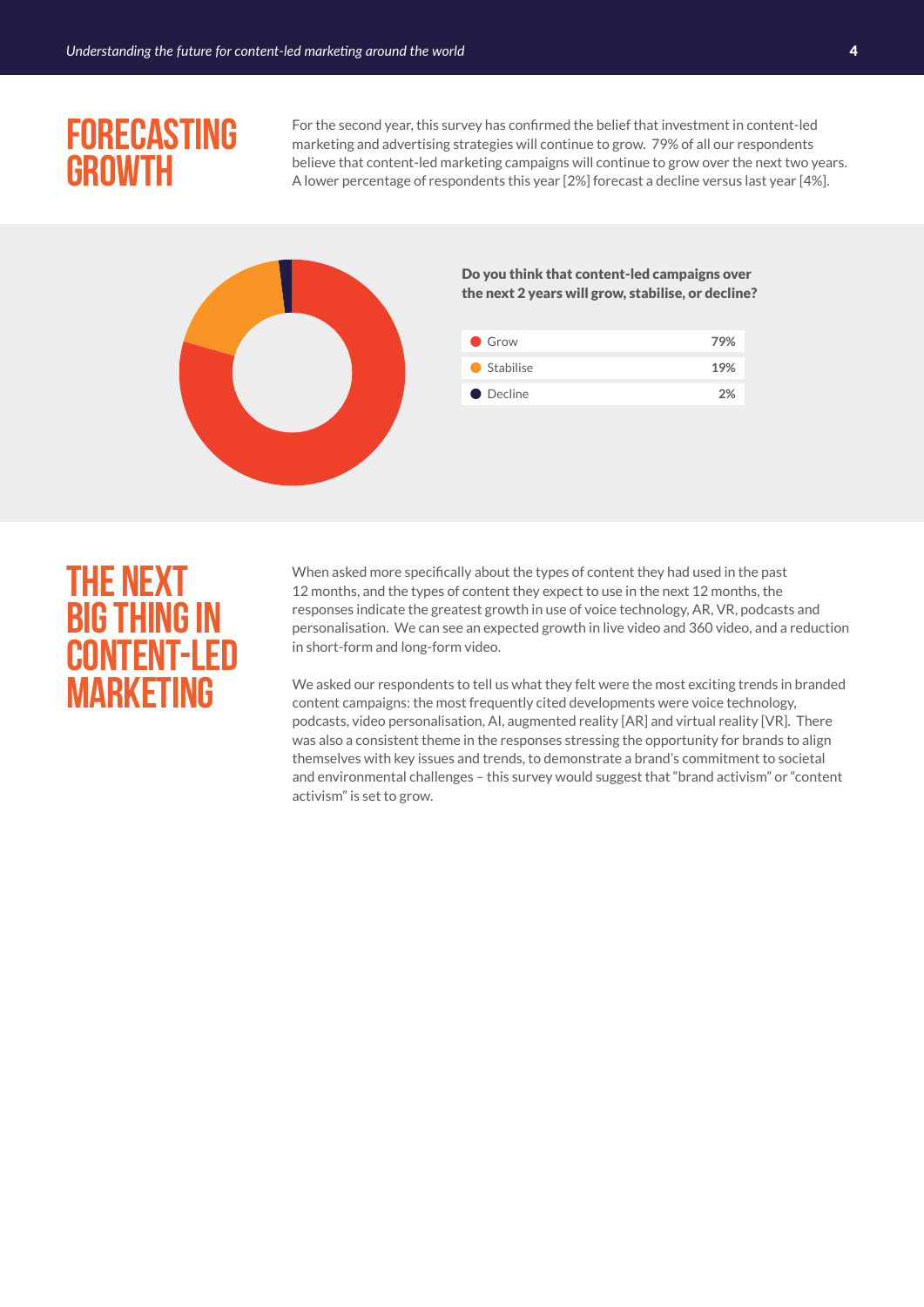# FORECASTING GROWTH

For the second year, this survey has confirmed the belief that investment in content-led marketing and advertising strategies will continue to grow. 79% of all our respondents believe that content-led marketing campaigns will continue to grow over the next two years. A lower percentage of respondents this year [2%] forecast a decline versus last year [4%].

**Do you think that content-led campaigns over the next 2 years will grow, stabilise, or decline?**

| Response | % |
|---|---|
| Grow | 79% |
| Stabilise | 19% |
| Decline | 2% |

# THE NEXT BIG THING IN CONTENT-LED MARKETING

When asked more specifically about the types of content they had used in the past 12 months, and the types of content they expect to use in the next 12 months, the responses indicate the greatest growth in use of voice technology, AR, VR, podcasts and personalisation. We can see an expected growth in live video and 360 video, and a reduction in short-form and long-form video.

We asked our respondents to tell us what they felt were the most exciting trends in branded content campaigns: the most frequently cited developments were voice technology, podcasts, video personalisation, AI, augmented reality [AR] and virtual reality [VR]. There was also a consistent theme in the responses stressing the opportunity for brands to align themselves with key issues and trends, to demonstrate a brand's commitment to societal and environmental challenges – this survey would suggest that "brand activism" or "content activism" is set to grow.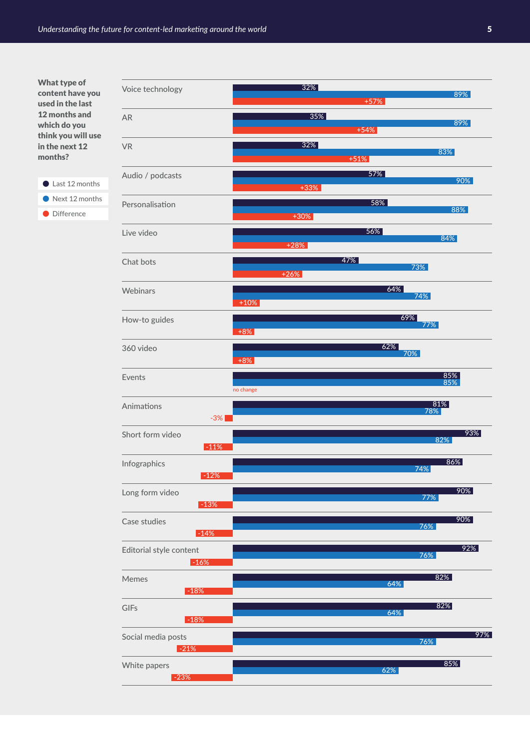**What type of content have you used in the last 12 months and which do you think you will use in the next 12 months?**

| Content type | Last 12 months | Next 12 months | Difference |
|---|---|---|---|
| Voice technology | 32% | 89% | +57% |
| AR | 35% | 89% | +54% |
| VR | 32% | 83% | +51% |
| Audio / podcasts | 57% | 90% | +33% |
| Personalisation | 58% | 88% | +30% |
| Live video | 56% | 84% | +28% |
| Chat bots | 47% | 73% | +26% |
| Webinars | 64% | 74% | +10% |
| How-to guides | 69% | 77% | +8% |
| 360 video | 62% | 70% | +8% |
| Events | 85% | 85% | no change |
| Animations | 81% | 78% | -3% |
| Short form video | 93% | 82% | -11% |
| Infographics | 86% | 74% | -12% |
| Long form video | 90% | 77% | -13% |
| Case studies | 90% | 76% | -14% |
| Editorial style content | 92% | 76% | -16% |
| Memes | 82% | 64% | -18% |
| GIFs | 82% | 64% | -18% |
| Social media posts | 97% | 76% | -21% |
| White papers | 85% | 62% | -23% |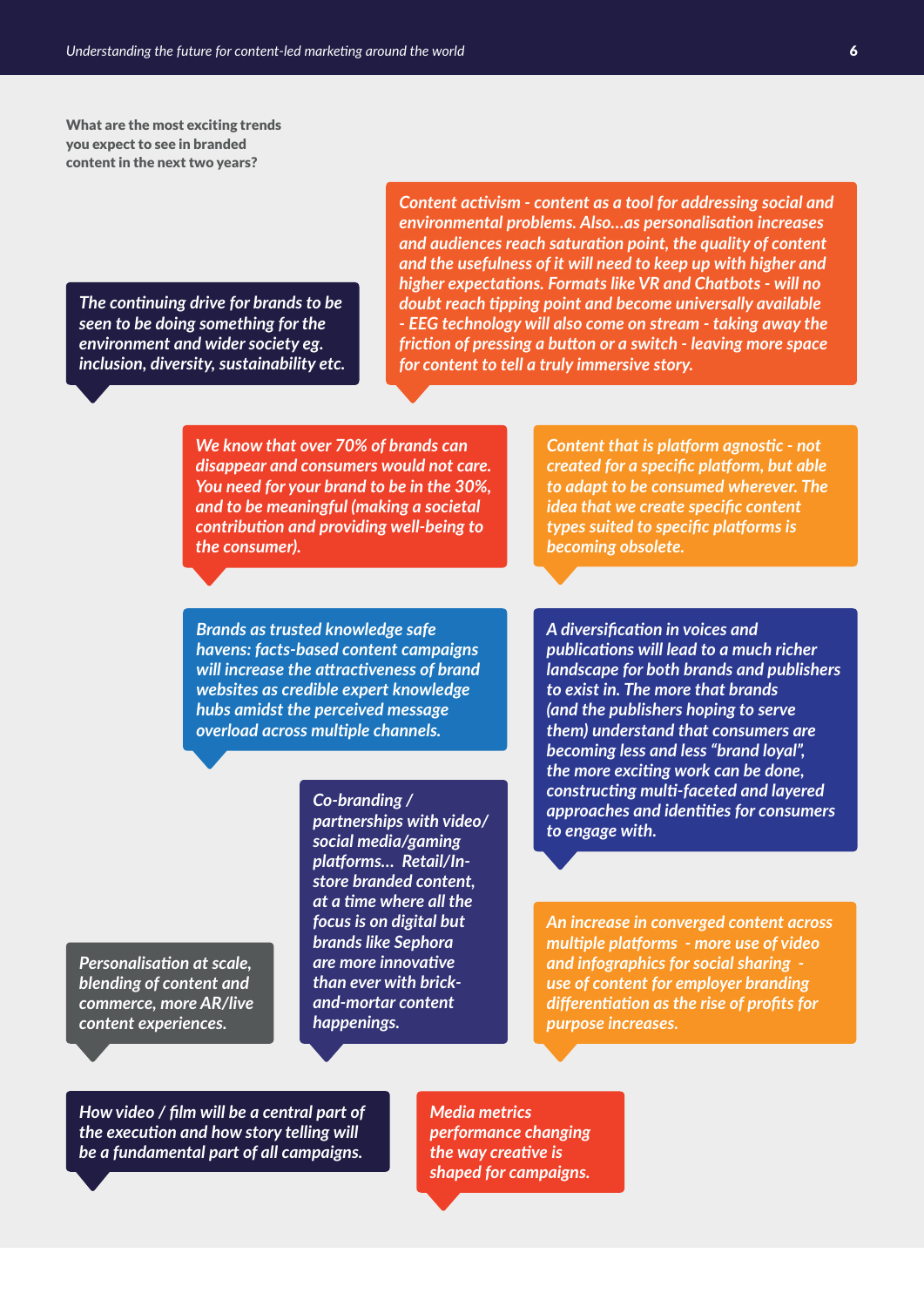**What are the most exciting trends you expect to see in branded content in the next two years?**

*The continuing drive for brands to be seen to be doing something for the environment and wider society eg. inclusion, diversity, sustainability etc.*

*Content activism - content as a tool for addressing social and environmental problems. Also...as personalisation increases and audiences reach saturation point, the quality of content and the usefulness of it will need to keep up with higher and higher expectations. Formats like VR and Chatbots - will no doubt reach tipping point and become universally available - EEG technology will also come on stream - taking away the friction of pressing a button or a switch - leaving more space for content to tell a truly immersive story.*

*We know that over 70% of brands can disappear and consumers would not care. You need for your brand to be in the 30%, and to be meaningful (making a societal contribution and providing well-being to the consumer).*

*Content that is platform agnostic - not created for a specific platform, but able to adapt to be consumed wherever. The idea that we create specific content types suited to specific platforms is becoming obsolete.*

*Brands as trusted knowledge safe havens: facts-based content campaigns will increase the attractiveness of brand websites as credible expert knowledge hubs amidst the perceived message overload across multiple channels.*

*A diversification in voices and publications will lead to a much richer landscape for both brands and publishers to exist in. The more that brands (and the publishers hoping to serve them) understand that consumers are becoming less and less "brand loyal", the more exciting work can be done, constructing multi-faceted and layered approaches and identities for consumers to engage with.*

*Co-branding / partnerships with video/ social media/gaming platforms... Retail/In-store branded content, at a time where all the focus is on digital but brands like Sephora are more innovative than ever with brick-and-mortar content happenings.*

*Personalisation at scale, blending of content and commerce, more AR/live content experiences.*

*An increase in converged content across multiple platforms - more use of video and infographics for social sharing - use of content for employer branding differentiation as the rise of profits for purpose increases.*

*How video / film will be a central part of the execution and how story telling will be a fundamental part of all campaigns.*

*Media metrics performance changing the way creative is shaped for campaigns.*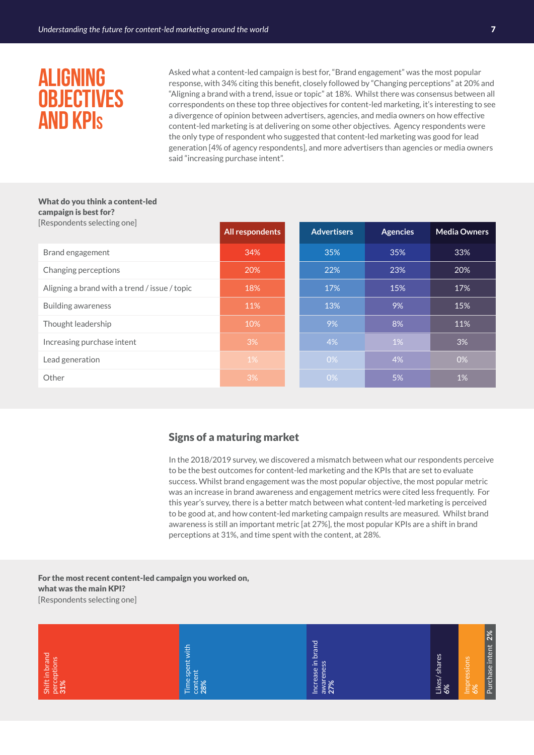# ALIGNING OBJECTIVES AND KPIs

Asked what a content-led campaign is best for, "Brand engagement" was the most popular response, with 34% citing this benefit, closely followed by "Changing perceptions" at 20% and "Aligning a brand with a trend, issue or topic" at 18%. Whilst there was consensus between all correspondents on these top three objectives for content-led marketing, it's interesting to see a divergence of opinion between advertisers, agencies, and media owners on how effective content-led marketing is at delivering on some other objectives. Agency respondents were the only type of respondent who suggested that content-led marketing was good for lead generation [4% of agency respondents], and more advertisers than agencies or media owners said "increasing purchase intent".

**What do you think a content-led campaign is best for?**
[Respondents selecting one]

| | All respondents | Advertisers | Agencies | Media Owners |
|---|---|---|---|---|
| Brand engagement | 34% | 35% | 35% | 33% |
| Changing perceptions | 20% | 22% | 23% | 20% |
| Aligning a brand with a trend / issue / topic | 18% | 17% | 15% | 17% |
| Building awareness | 11% | 13% | 9% | 15% |
| Thought leadership | 10% | 9% | 8% | 11% |
| Increasing purchase intent | 3% | 4% | 1% | 3% |
| Lead generation | 1% | 0% | 4% | 0% |
| Other | 3% | 0% | 5% | 1% |

## Signs of a maturing market

In the 2018/2019 survey, we discovered a mismatch between what our respondents perceive to be the best outcomes for content-led marketing and the KPIs that are set to evaluate success. Whilst brand engagement was the most popular objective, the most popular metric was an increase in brand awareness and engagement metrics were cited less frequently. For this year's survey, there is a better match between what content-led marketing is perceived to be good at, and how content-led marketing campaign results are measured. Whilst brand awareness is still an important metric [at 27%], the most popular KPIs are a shift in brand perceptions at 31%, and time spent with the content, at 28%.

**For the most recent content-led campaign you worked on, what was the main KPI?**
[Respondents selecting one]

| KPI | Share |
|---|---|
| Shift in brand perceptions | 31% |
| Time spent with content | 28% |
| Increase in brand awareness | 27% |
| Likes/ shares | 6% |
| Impressions | 6% |
| Purchase intent | 2% |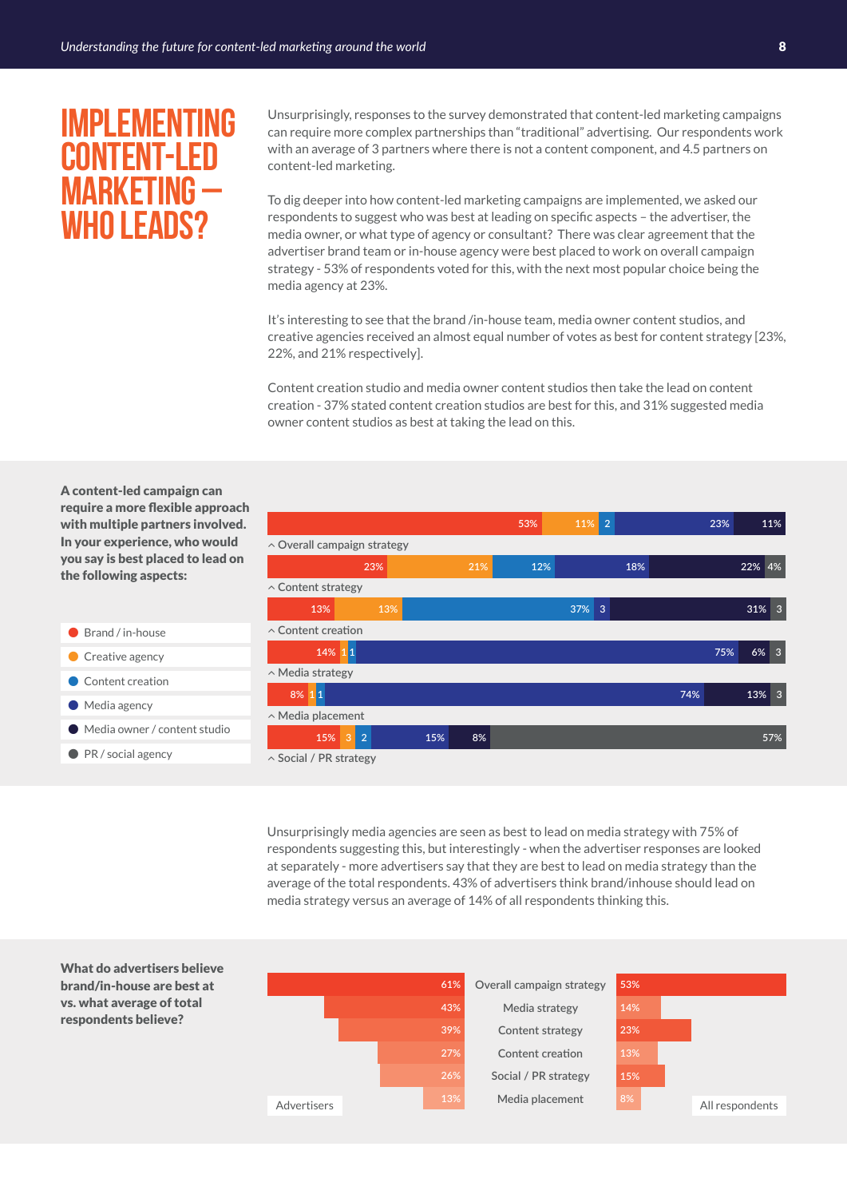# IMPLEMENTING CONTENT-LED MARKETING – WHO LEADS?

Unsurprisingly, responses to the survey demonstrated that content-led marketing campaigns can require more complex partnerships than "traditional" advertising. Our respondents work with an average of 3 partners where there is not a content component, and 4.5 partners on content-led marketing.

To dig deeper into how content-led marketing campaigns are implemented, we asked our respondents to suggest who was best at leading on specific aspects – the advertiser, the media owner, or what type of agency or consultant? There was clear agreement that the advertiser brand team or in-house agency were best placed to work on overall campaign strategy - 53% of respondents voted for this, with the next most popular choice being the media agency at 23%.

It's interesting to see that the brand /in-house team, media owner content studios, and creative agencies received an almost equal number of votes as best for content strategy [23%, 22%, and 21% respectively].

Content creation studio and media owner content studios then take the lead on content creation - 37% stated content creation studios are best for this, and 31% suggested media owner content studios as best at taking the lead on this.

**A content-led campaign can require a more flexible approach with multiple partners involved. In your experience, who would you say is best placed to lead on the following aspects:**

| Aspect | Brand / in-house | Creative agency | Content creation | Media agency | Media owner / content studio | PR / social agency |
|---|---|---|---|---|---|---|
| Overall campaign strategy | 53% | 11% | 2 | 23% | 11% | |
| Content strategy | 23% | 21% | 12% | 18% | 22% | 4% |
| Content creation | 13% | 13% | 37% | 3 | 31% | 3 |
| Media strategy | 14% | 1 | 1 | 75% | 6% | 3 |
| Media placement | 8% | 1 | 1 | 74% | 13% | 3 |
| Social / PR strategy | 15% | 3 | 2 | 15% | 8% | 57% |

Unsurprisingly media agencies are seen as best to lead on media strategy with 75% of respondents suggesting this, but interestingly - when the advertiser responses are looked at separately - more advertisers say that they are best to lead on media strategy than the average of the total respondents. 43% of advertisers think brand/inhouse should lead on media strategy versus an average of 14% of all respondents thinking this.

**What do advertisers believe brand/in-house are best at vs. what average of total respondents believe?**

| Aspect | Advertisers | All respondents |
|---|---|---|
| Overall campaign strategy | 61% | 53% |
| Media strategy | 43% | 14% |
| Content strategy | 39% | 23% |
| Content creation | 27% | 13% |
| Social / PR strategy | 26% | 15% |
| Media placement | 13% | 8% |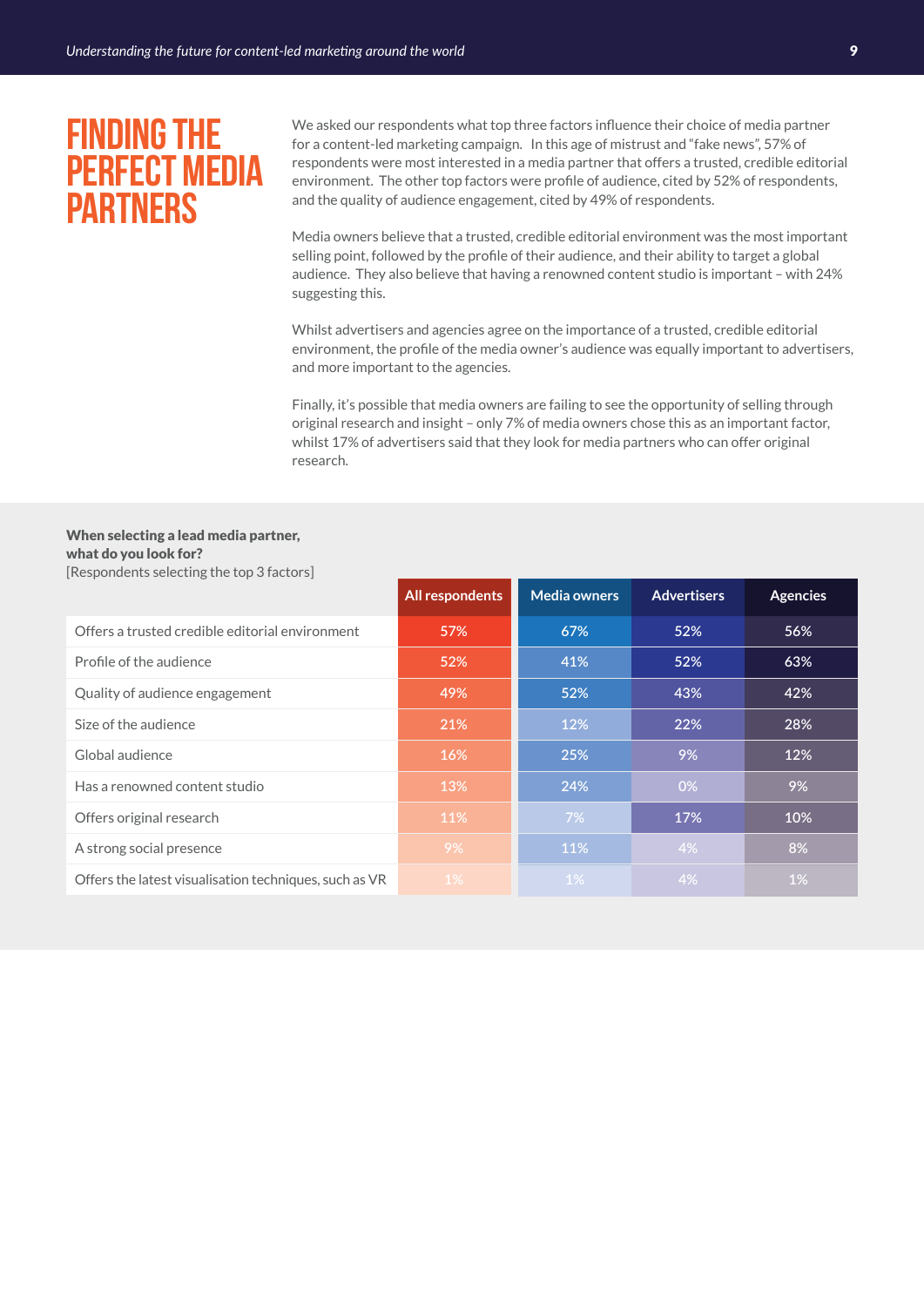# FINDING THE PERFECT MEDIA PARTNERS

We asked our respondents what top three factors influence their choice of media partner for a content-led marketing campaign. In this age of mistrust and "fake news", 57% of respondents were most interested in a media partner that offers a trusted, credible editorial environment. The other top factors were profile of audience, cited by 52% of respondents, and the quality of audience engagement, cited by 49% of respondents.

Media owners believe that a trusted, credible editorial environment was the most important selling point, followed by the profile of their audience, and their ability to target a global audience. They also believe that having a renowned content studio is important – with 24% suggesting this.

Whilst advertisers and agencies agree on the importance of a trusted, credible editorial environment, the profile of the media owner's audience was equally important to advertisers, and more important to the agencies.

Finally, it's possible that media owners are failing to see the opportunity of selling through original research and insight – only 7% of media owners chose this as an important factor, whilst 17% of advertisers said that they look for media partners who can offer original research.

**When selecting a lead media partner, what do you look for?**
[Respondents selecting the top 3 factors]

| | All respondents | Media owners | Advertisers | Agencies |
|---|---|---|---|---|
| Offers a trusted credible editorial environment | 57% | 67% | 52% | 56% |
| Profile of the audience | 52% | 41% | 52% | 63% |
| Quality of audience engagement | 49% | 52% | 43% | 42% |
| Size of the audience | 21% | 12% | 22% | 28% |
| Global audience | 16% | 25% | 9% | 12% |
| Has a renowned content studio | 13% | 24% | 0% | 9% |
| Offers original research | 11% | 7% | 17% | 10% |
| A strong social presence | 9% | 11% | 4% | 8% |
| Offers the latest visualisation techniques, such as VR | 1% | 1% | 4% | 1% |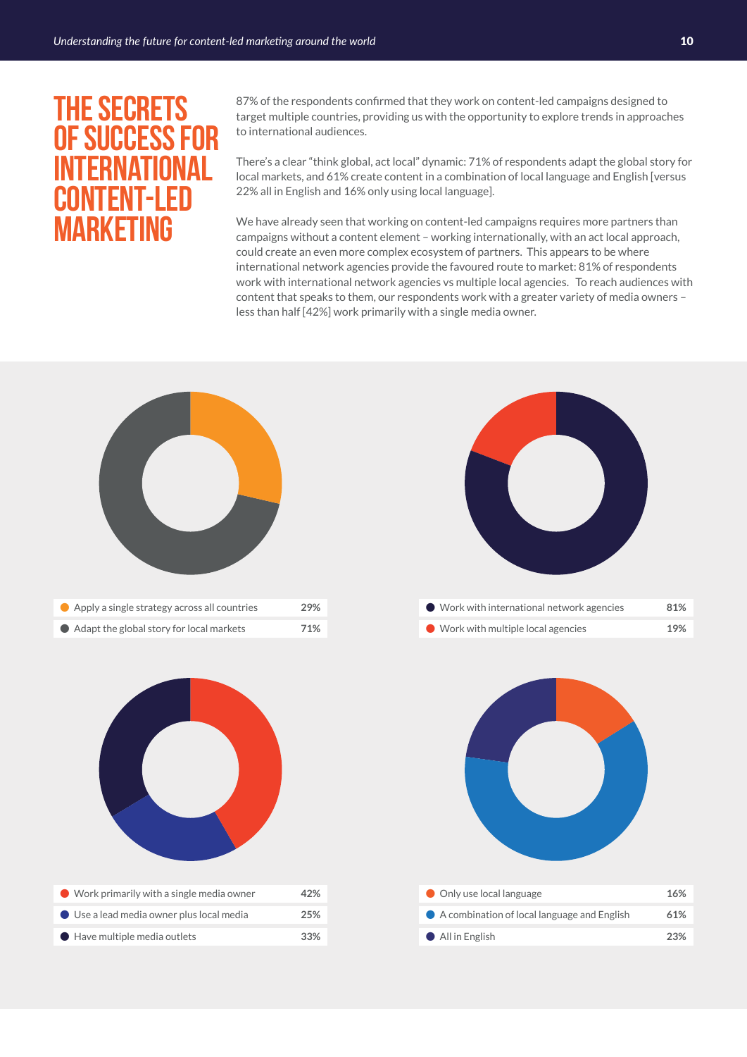# THE SECRETS OF SUCCESS FOR INTERNATIONAL CONTENT-LED MARKETING

87% of the respondents confirmed that they work on content-led campaigns designed to target multiple countries, providing us with the opportunity to explore trends in approaches to international audiences.

There's a clear "think global, act local" dynamic: 71% of respondents adapt the global story for local markets, and 61% create content in a combination of local language and English [versus 22% all in English and 16% only using local language].

We have already seen that working on content-led campaigns requires more partners than campaigns without a content element – working internationally, with an act local approach, could create an even more complex ecosystem of partners. This appears to be where international network agencies provide the favoured route to market: 81% of respondents work with international network agencies vs multiple local agencies. To reach audiences with content that speaks to them, our respondents work with a greater variety of media owners – less than half [42%] work primarily with a single media owner.

| | |
|---|---|
| Apply a single strategy across all countries | 29% |
| Adapt the global story for local markets | 71% |

| | |
|---|---|
| Work with international network agencies | 81% |
| Work with multiple local agencies | 19% |

| | |
|---|---|
| Work primarily with a single media owner | 42% |
| Use a lead media owner plus local media | 25% |
| Have multiple media outlets | 33% |

| | |
|---|---|
| Only use local language | 16% |
| A combination of local language and English | 61% |
| All in English | 23% |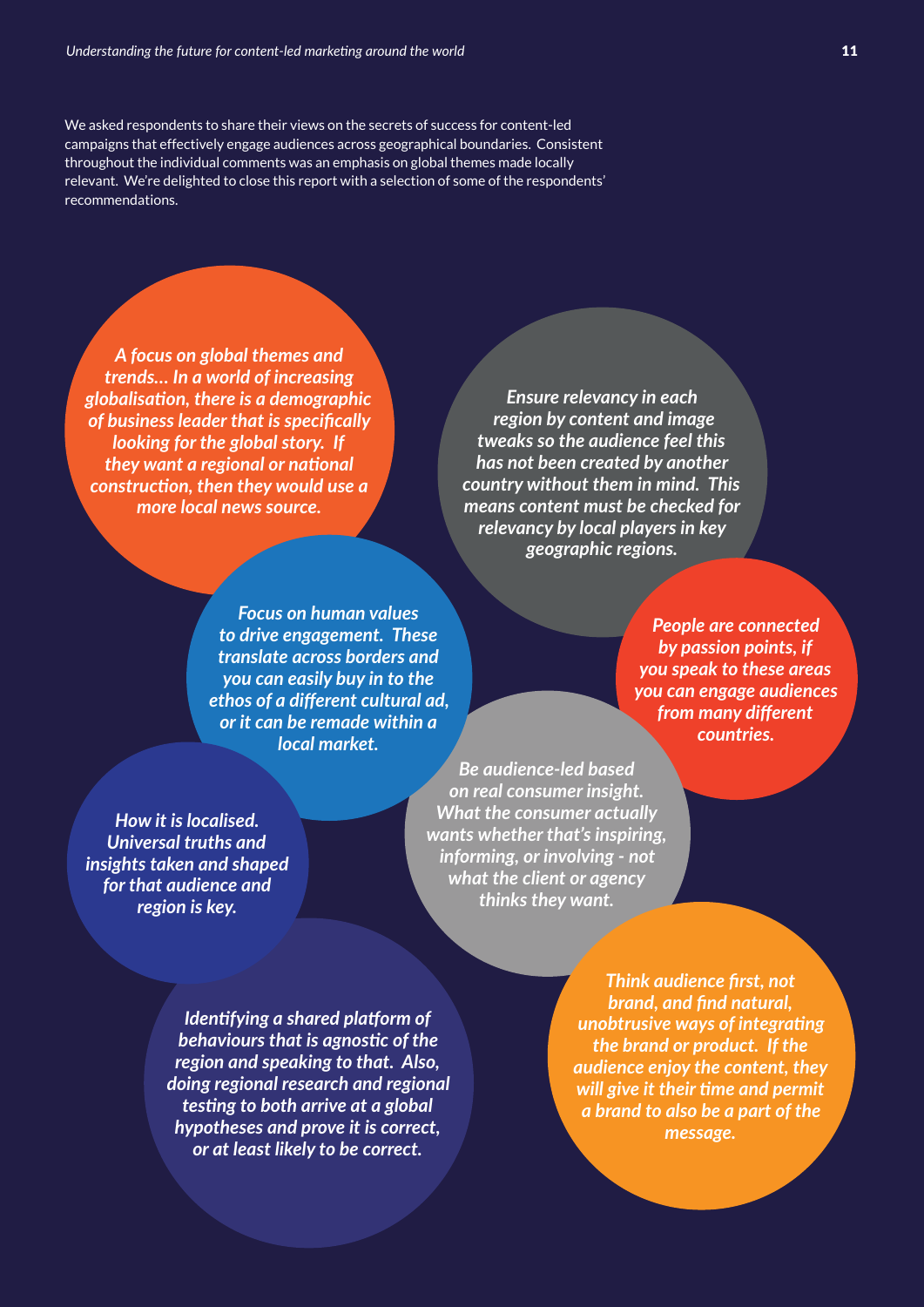We asked respondents to share their views on the secrets of success for content-led campaigns that effectively engage audiences across geographical boundaries. Consistent throughout the individual comments was an emphasis on global themes made locally relevant. We're delighted to close this report with a selection of some of the respondents' recommendations.

*A focus on global themes and trends… In a world of increasing globalisation, there is a demographic of business leader that is specifically looking for the global story. If they want a regional or national construction, then they would use a more local news source.*

*Ensure relevancy in each region by content and image tweaks so the audience feel this has not been created by another country without them in mind. This means content must be checked for relevancy by local players in key geographic regions.*

*Focus on human values to drive engagement. These translate across borders and you can easily buy in to the ethos of a different cultural ad, or it can be remade within a local market.*

*People are connected by passion points, if you speak to these areas you can engage audiences from many different countries.*

*How it is localised. Universal truths and insights taken and shaped for that audience and region is key.*

*Be audience-led based on real consumer insight. What the consumer actually wants whether that's inspiring, informing, or involving - not what the client or agency thinks they want.*

*Identifying a shared platform of behaviours that is agnostic of the region and speaking to that. Also, doing regional research and regional testing to both arrive at a global hypotheses and prove it is correct, or at least likely to be correct.*

*Think audience first, not brand, and find natural, unobtrusive ways of integrating the brand or product. If the audience enjoy the content, they will give it their time and permit a brand to also be a part of the message.*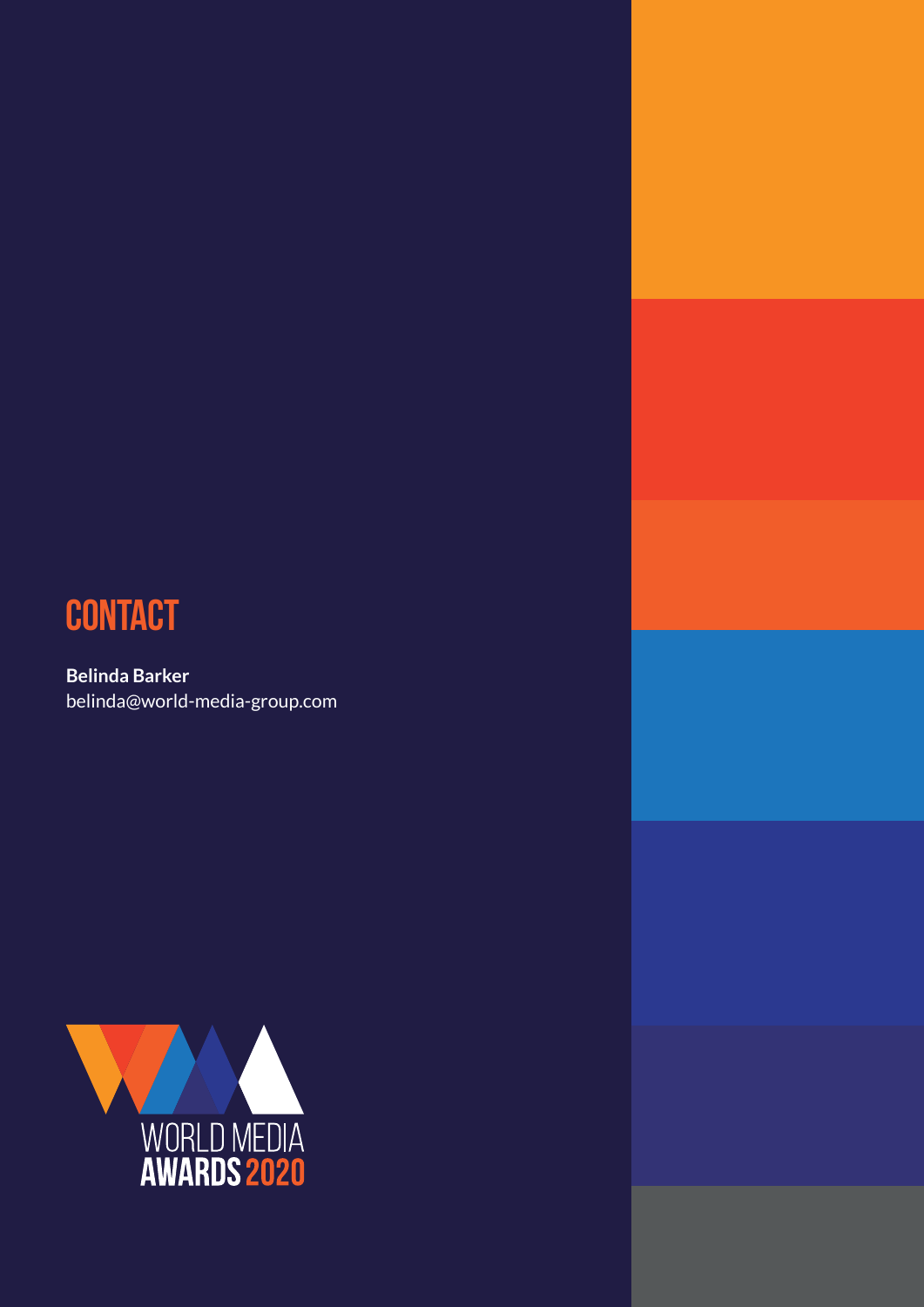# CONTACT

**Belinda Barker**
belinda@world-media-group.com

WORLD MEDIA
AWARDS 2020